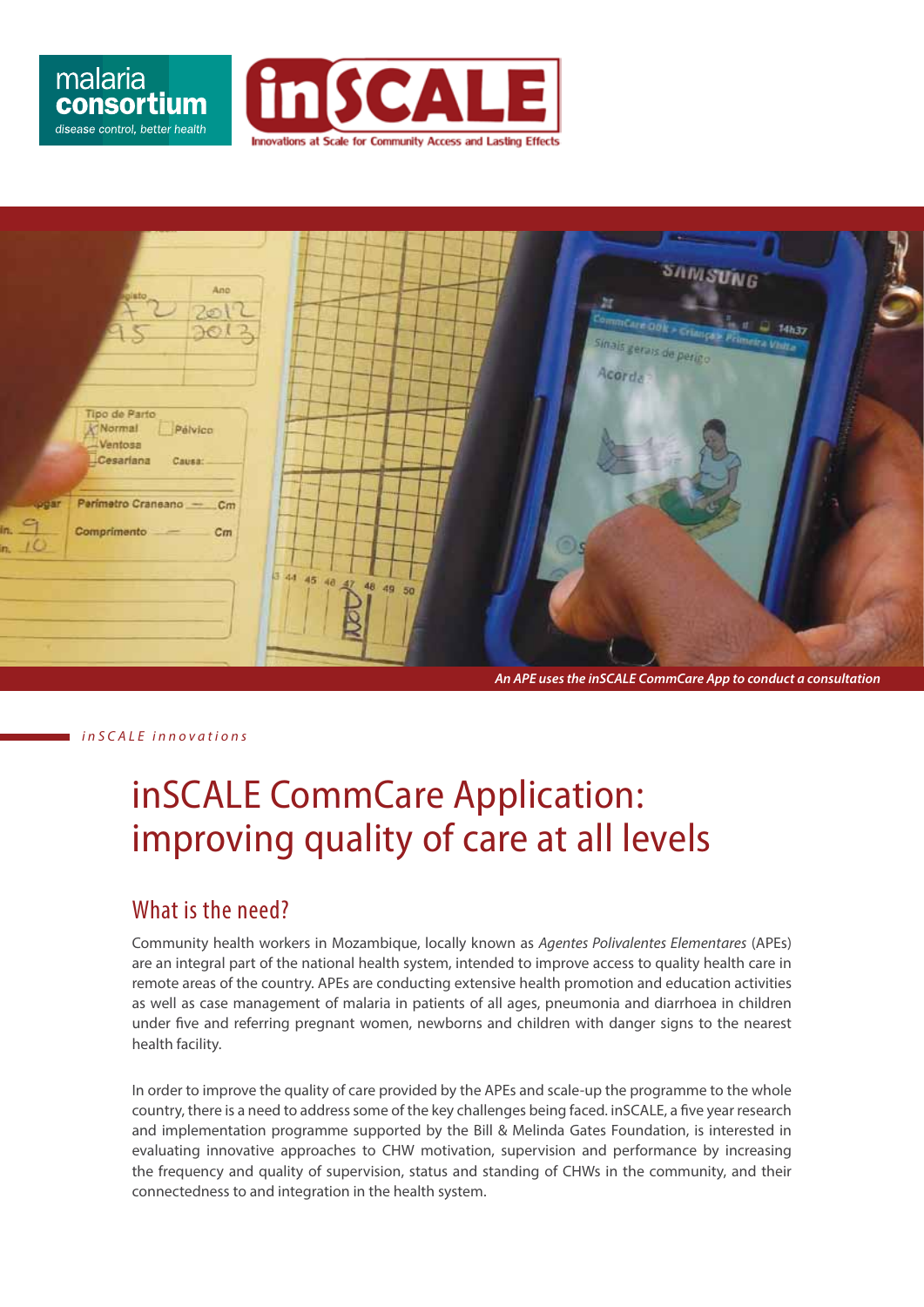malaria consortium

disease control, better health

inSCALE

Innovations at Scale for Community Access and Lasting Effects

*An APE uses the inSCALE CommCare App to conduct a consultation*

*inSCALE innovations*

# inSCALE CommCare Application: improving quality of care at all levels

## What is the need?

Community health workers in Mozambique, locally known as *Agentes Polivalentes Elementares* (APEs) are an integral part of the national health system, intended to improve access to quality health care in remote areas of the country. APEs are conducting extensive health promotion and education activities as well as case management of malaria in patients of all ages, pneumonia and diarrhoea in children under five and referring pregnant women, newborns and children with danger signs to the nearest health facility.

In order to improve the quality of care provided by the APEs and scale-up the programme to the whole country, there is a need to address some of the key challenges being faced. inSCALE, a five year research and implementation programme supported by the Bill & Melinda Gates Foundation, is interested in evaluating innovative approaches to CHW motivation, supervision and performance by increasing the frequency and quality of supervision, status and standing of CHWs in the community, and their connectedness to and integration in the health system.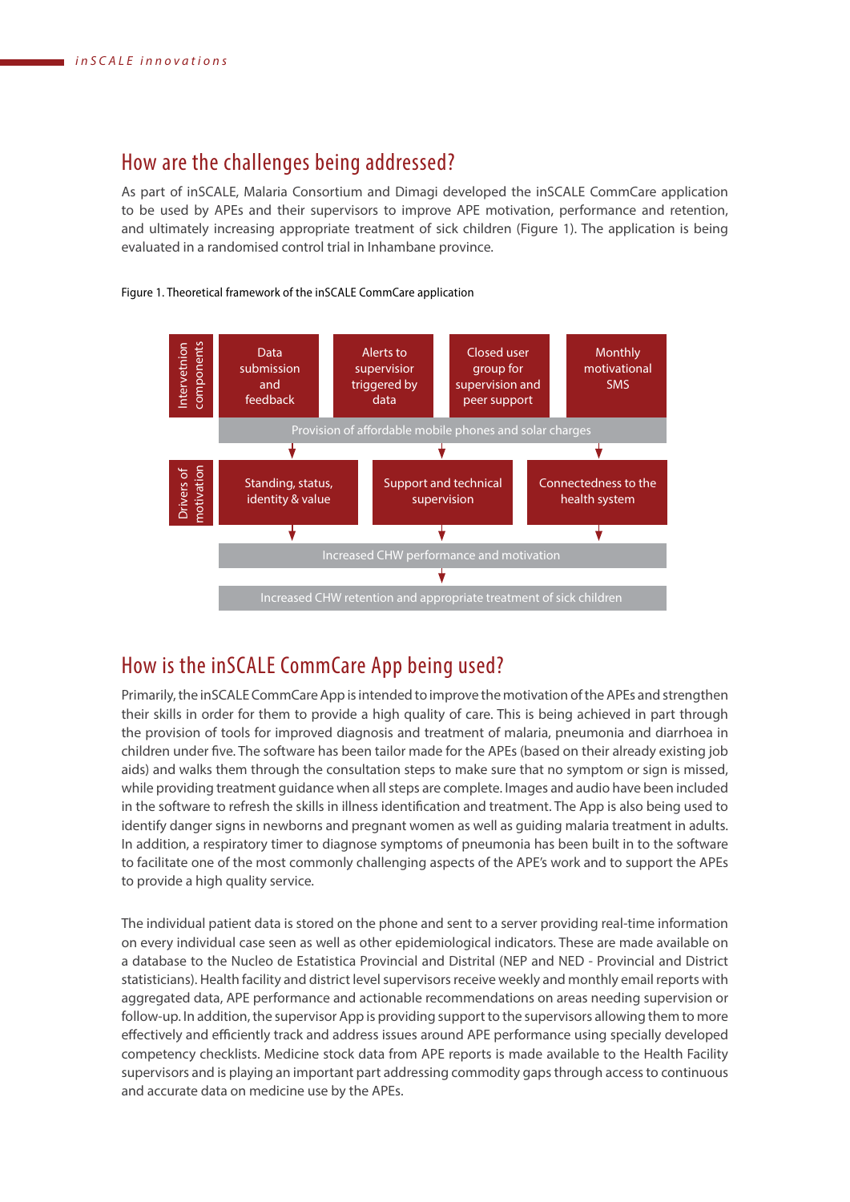## How are the challenges being addressed?

As part of inSCALE, Malaria Consortium and Dimagi developed the inSCALE CommCare application to be used by APEs and their supervisors to improve APE motivation, performance and retention, and ultimately increasing appropriate treatment of sick children (Figure 1). The application is being evaluated in a randomised control trial in Inhambane province.

Figure 1. Theoretical framework of the inSCALE CommCare application

Intervetnion components

Data submission and feedback

Alerts to supervisor triggered by data

Closed user group for supervision and peer support

Monthly motivational SMS

Provision of affordable mobile phones and solar charges

Drivers of motivation

Standing, status, identity & value

Support and technical supervision

Connectedness to the health system

Increased CHW performance and motivation

Increased CHW retention and appropriate treatment of sick children

## How is the inSCALE CommCare App being used?

Primarily, the inSCALE CommCare App is intended to improve the motivation of the APEs and strengthen their skills in order for them to provide a high quality of care. This is being achieved in part through the provision of tools for improved diagnosis and treatment of malaria, pneumonia and diarrhoea in children under five. The software has been tailor made for the APEs (based on their already existing job aids) and walks them through the consultation steps to make sure that no symptom or sign is missed, while providing treatment guidance when all steps are complete. Images and audio have been included in the software to refresh the skills in illness identification and treatment. The App is also being used to identify danger signs in newborns and pregnant women as well as guiding malaria treatment in adults. In addition, a respiratory timer to diagnose symptoms of pneumonia has been built in to the software to facilitate one of the most commonly challenging aspects of the APE's work and to support the APEs to provide a high quality service.

The individual patient data is stored on the phone and sent to a server providing real-time information on every individual case seen as well as other epidemiological indicators. These are made available on a database to the Nucleo de Estatistica Provincial and Distrital (NEP and NED - Provincial and District statisticians). Health facility and district level supervisors receive weekly and monthly email reports with aggregated data, APE performance and actionable recommendations on areas needing supervision or follow-up. In addition, the supervisor App is providing support to the supervisors allowing them to more effectively and efficiently track and address issues around APE performance using specially developed competency checklists. Medicine stock data from APE reports is made available to the Health Facility supervisors and is playing an important part addressing commodity gaps through access to continuous and accurate data on medicine use by the APEs.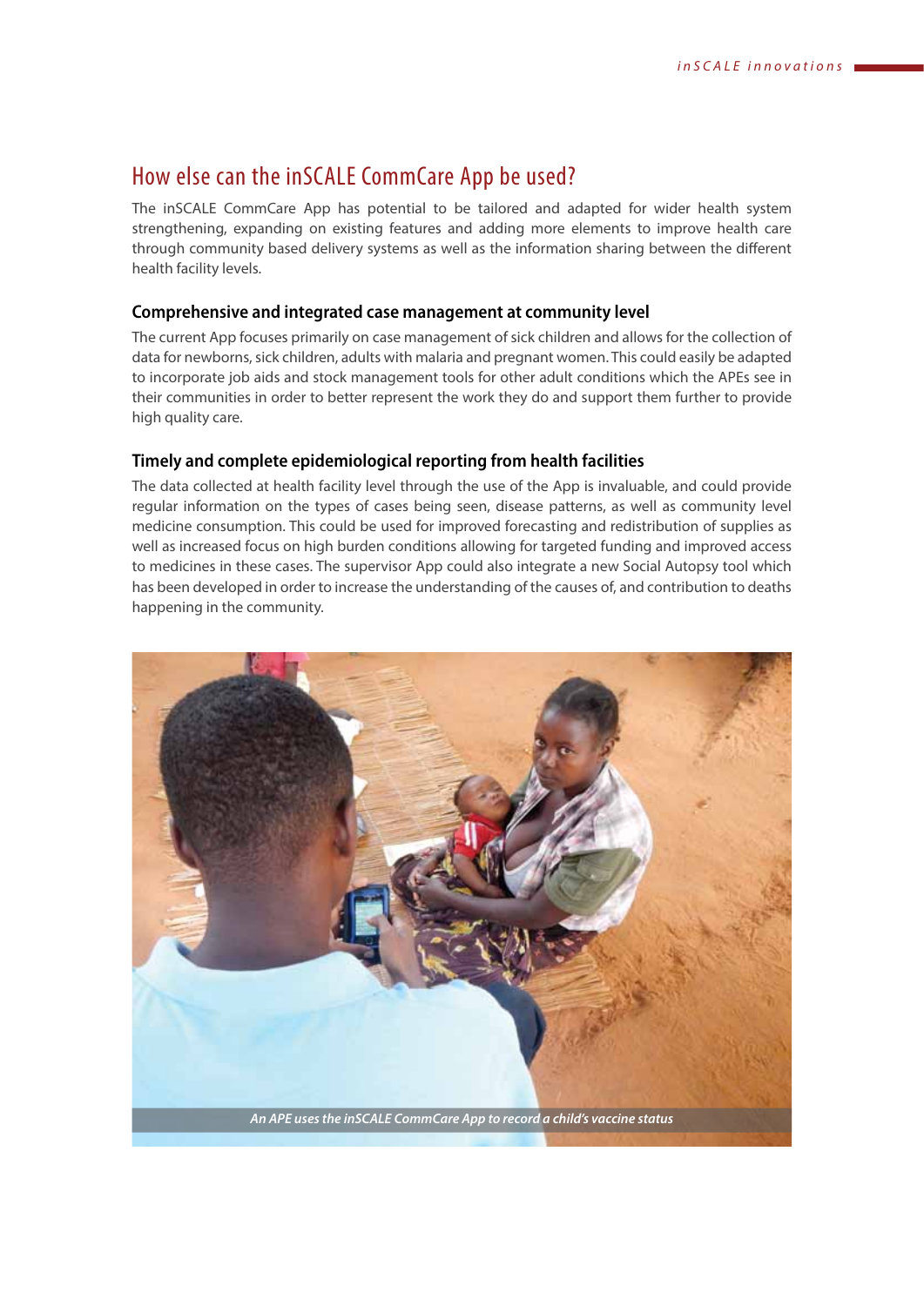## How else can the inSCALE CommCare App be used?

The inSCALE CommCare App has potential to be tailored and adapted for wider health system strengthening, expanding on existing features and adding more elements to improve health care through community based delivery systems as well as the information sharing between the different health facility levels.

### Comprehensive and integrated case management at community level

The current App focuses primarily on case management of sick children and allows for the collection of data for newborns, sick children, adults with malaria and pregnant women. This could easily be adapted to incorporate job aids and stock management tools for other adult conditions which the APEs see in their communities in order to better represent the work they do and support them further to provide high quality care.

### Timely and complete epidemiological reporting from health facilities

The data collected at health facility level through the use of the App is invaluable, and could provide regular information on the types of cases being seen, disease patterns, as well as community level medicine consumption. This could be used for improved forecasting and redistribution of supplies as well as increased focus on high burden conditions allowing for targeted funding and improved access to medicines in these cases. The supervisor App could also integrate a new Social Autopsy tool which has been developed in order to increase the understanding of the causes of, and contribution to deaths happening in the community.

*An APE uses the inSCALE CommCare App to record a child's vaccine status*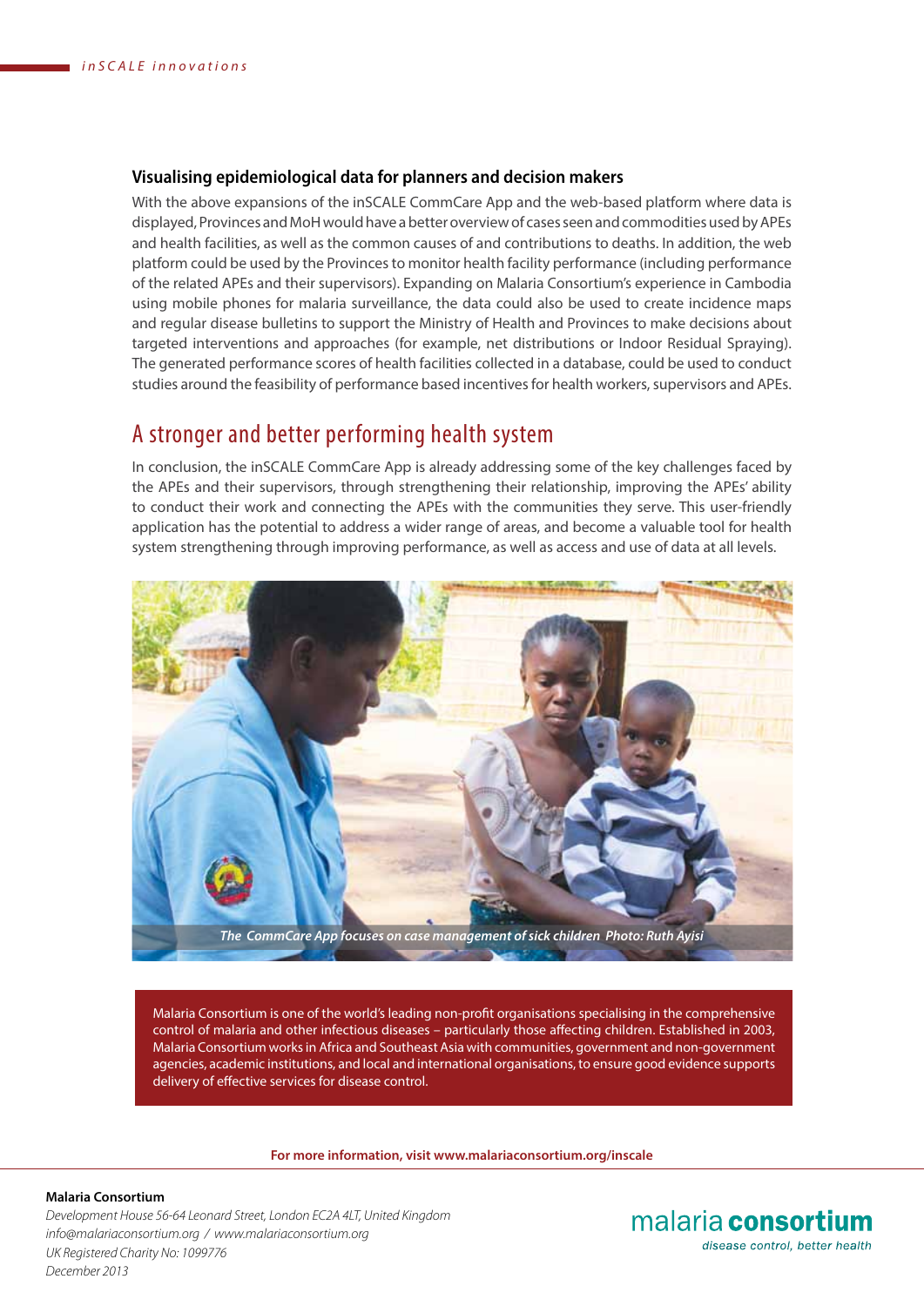### Visualising epidemiological data for planners and decision makers

With the above expansions of the inSCALE CommCare App and the web-based platform where data is displayed, Provinces and MoH would have a better overview of cases seen and commodities used by APEs and health facilities, as well as the common causes of and contributions to deaths. In addition, the web platform could be used by the Provinces to monitor health facility performance (including performance of the related APEs and their supervisors). Expanding on Malaria Consortium's experience in Cambodia using mobile phones for malaria surveillance, the data could also be used to create incidence maps and regular disease bulletins to support the Ministry of Health and Provinces to make decisions about targeted interventions and approaches (for example, net distributions or Indoor Residual Spraying). The generated performance scores of health facilities collected in a database, could be used to conduct studies around the feasibility of performance based incentives for health workers, supervisors and APEs.

## A stronger and better performing health system

In conclusion, the inSCALE CommCare App is already addressing some of the key challenges faced by the APEs and their supervisors, through strengthening their relationship, improving the APEs' ability to conduct their work and connecting the APEs with the communities they serve. This user-friendly application has the potential to address a wider range of areas, and become a valuable tool for health system strengthening through improving performance, as well as access and use of data at all levels.

*The CommCare App focuses on case management of sick children Photo: Ruth Ayisi*

Malaria Consortium is one of the world's leading non-profit organisations specialising in the comprehensive control of malaria and other infectious diseases – particularly those affecting children. Established in 2003, Malaria Consortium works in Africa and Southeast Asia with communities, government and non-government agencies, academic institutions, and local and international organisations, to ensure good evidence supports delivery of effective services for disease control.

**For more information, visit www.malariaconsortium.org/inscale**

**Malaria Consortium**
*Development House 56-64 Leonard Street, London EC2A 4LT, United Kingdom*
*info@malariaconsortium.org / www.malariaconsortium.org*
*UK Registered Charity No: 1099776*
*December 2013*

malaria **consortium**
disease control, better health